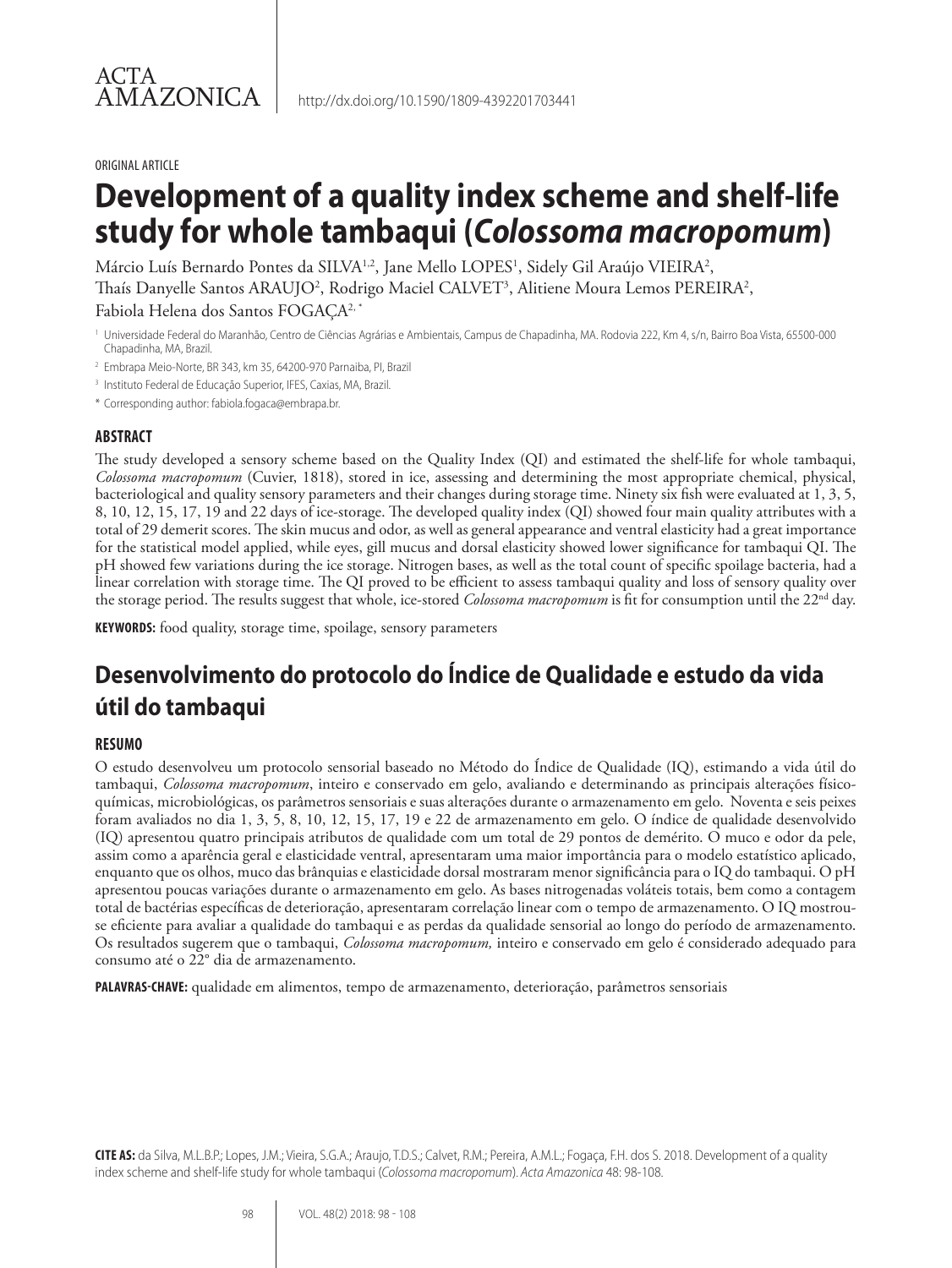ACTA AMAZONICA

http://dx.doi.org/10.1590/1809-4392201703441

ORIGINAL ARTICLE

# Development of a quality index scheme and shelf-life study for whole tambaqui (*Colossoma macropomum*)

Márcio Luís Bernardo Pontes da SILVA[1,2], Jane Mello LOPES[1], Sidely Gil Araújo VIEIRA[2], Thaís Danyelle Santos ARAUJO[2], Rodrigo Maciel CALVET[3], Alitiene Moura Lemos PEREIRA[2], Fabiola Helena dos Santos FOGAÇA[2,*]

[1] Universidade Federal do Maranhão, Centro de Ciências Agrárias e Ambientais, Campus de Chapadinha, MA. Rodovia 222, Km 4, s/n, Bairro Boa Vista, 65500-000 Chapadinha, MA, Brazil.

[2] Embrapa Meio-Norte, BR 343, km 35, 64200-970 Parnaiba, PI, Brazil

[3] Instituto Federal de Educação Superior, IFES, Caxias, MA, Brazil.

[*] Corresponding author: fabiola.fogaca@embrapa.br.

## ABSTRACT

The study developed a sensory scheme based on the Quality Index (QI) and estimated the shelf-life for whole tambaqui, *Colossoma macropomum* (Cuvier, 1818), stored in ice, assessing and determining the most appropriate chemical, physical, bacteriological and quality sensory parameters and their changes during storage time. Ninety six fish were evaluated at 1, 3, 5, 8, 10, 12, 15, 17, 19 and 22 days of ice-storage. The developed quality index (QI) showed four main quality attributes with a total of 29 demerit scores. The skin mucus and odor, as well as general appearance and ventral elasticity had a great importance for the statistical model applied, while eyes, gill mucus and dorsal elasticity showed lower significance for tambaqui QI. The pH showed few variations during the ice storage. Nitrogen bases, as well as the total count of specific spoilage bacteria, had a linear correlation with storage time. The QI proved to be efficient to assess tambaqui quality and loss of sensory quality over the storage period. The results suggest that whole, ice-stored *Colossoma macropomum* is fit for consumption until the 22[nd] day.

**KEYWORDS:** food quality, storage time, spoilage, sensory parameters

# Desenvolvimento do protocolo do Índice de Qualidade e estudo da vida útil do tambaqui

## RESUMO

O estudo desenvolveu um protocolo sensorial baseado no Método do Índice de Qualidade (IQ), estimando a vida útil do tambaqui, *Colossoma macropomum*, inteiro e conservado em gelo, avaliando e determinando as principais alterações físico-químicas, microbiológicas, os parâmetros sensoriais e suas alterações durante o armazenamento em gelo. Noventa e seis peixes foram avaliados no dia 1, 3, 5, 8, 10, 12, 15, 17, 19 e 22 de armazenamento em gelo. O índice de qualidade desenvolvido (IQ) apresentou quatro principais atributos de qualidade com um total de 29 pontos de demérito. O muco e odor da pele, assim como a aparência geral e elasticidade ventral, apresentaram uma maior importância para o modelo estatístico aplicado, enquanto que os olhos, muco das brânquias e elasticidade dorsal mostraram menor significância para o IQ do tambaqui. O pH apresentou poucas variações durante o armazenamento em gelo. As bases nitrogenadas voláteis totais, bem como a contagem total de bactérias específicas de deterioração, apresentaram correlação linear com o tempo de armazenamento. O IQ mostrou-se eficiente para avaliar a qualidade do tambaqui e as perdas da qualidade sensorial ao longo do período de armazenamento. Os resultados sugerem que o tambaqui, *Colossoma macropomum,* inteiro e conservado em gelo é considerado adequado para consumo até o 22° dia de armazenamento.

**PALAVRAS-CHAVE:** qualidade em alimentos, tempo de armazenamento, deterioração, parâmetros sensoriais

**CITE AS:** da Silva, M.L.B.P.; Lopes, J.M.; Vieira, S.G.A.; Araujo, T.D.S.; Calvet, R.M.; Pereira, A.M.L.; Fogaça, F.H. dos S. 2018. Development of a quality index scheme and shelf-life study for whole tambaqui (*Colossoma macropomum*). *Acta Amazonica* 48: 98-108.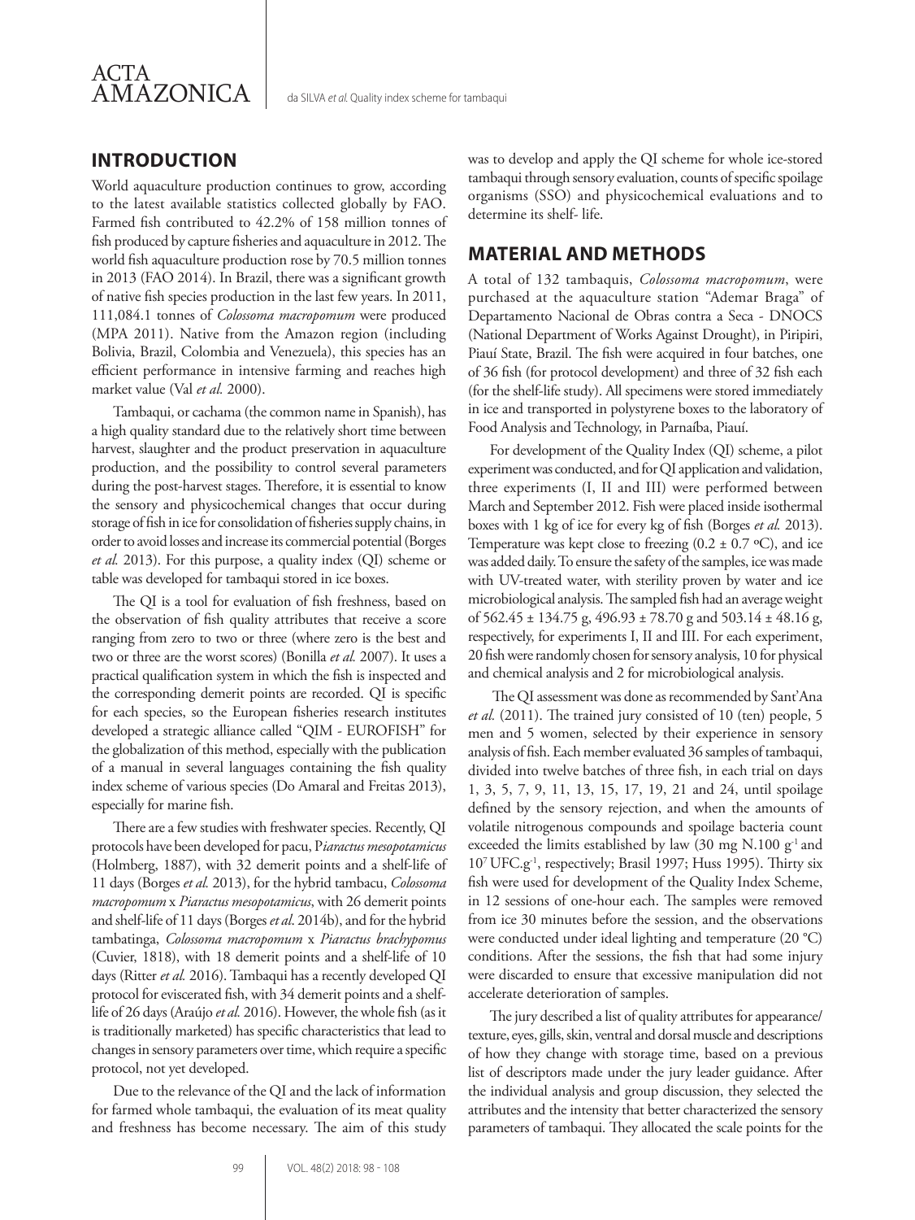## INTRODUCTION

World aquaculture production continues to grow, according to the latest available statistics collected globally by FAO. Farmed fish contributed to 42.2% of 158 million tonnes of fish produced by capture fisheries and aquaculture in 2012. The world fish aquaculture production rose by 70.5 million tonnes in 2013 (FAO 2014). In Brazil, there was a significant growth of native fish species production in the last few years. In 2011, 111,084.1 tonnes of *Colossoma macropomum* were produced (MPA 2011). Native from the Amazon region (including Bolivia, Brazil, Colombia and Venezuela), this species has an efficient performance in intensive farming and reaches high market value (Val *et al.* 2000).

Tambaqui, or cachama (the common name in Spanish), has a high quality standard due to the relatively short time between harvest, slaughter and the product preservation in aquaculture production, and the possibility to control several parameters during the post-harvest stages. Therefore, it is essential to know the sensory and physicochemical changes that occur during storage of fish in ice for consolidation of fisheries supply chains, in order to avoid losses and increase its commercial potential (Borges *et al.* 2013). For this purpose, a quality index (QI) scheme or table was developed for tambaqui stored in ice boxes.

The QI is a tool for evaluation of fish freshness, based on the observation of fish quality attributes that receive a score ranging from zero to two or three (where zero is the best and two or three are the worst scores) (Bonilla *et al.* 2007). It uses a practical qualification system in which the fish is inspected and the corresponding demerit points are recorded. QI is specific for each species, so the European fisheries research institutes developed a strategic alliance called "QIM - EUROFISH" for the globalization of this method, especially with the publication of a manual in several languages containing the fish quality index scheme of various species (Do Amaral and Freitas 2013), especially for marine fish.

There are a few studies with freshwater species. Recently, QI protocols have been developed for pacu, P*iaractus mesopotamicus* (Holmberg, 1887), with 32 demerit points and a shelf-life of 11 days (Borges *et al.* 2013), for the hybrid tambacu, *Colossoma macropomum* x *Piaractus mesopotamicus*, with 26 demerit points and shelf-life of 11 days (Borges *et al*. 2014b), and for the hybrid tambatinga, *Colossoma macropomum* x *Piaractus brachypomus* (Cuvier, 1818), with 18 demerit points and a shelf-life of 10 days (Ritter *et al.* 2016). Tambaqui has a recently developed QI protocol for eviscerated fish, with 34 demerit points and a shelf-life of 26 days (Araújo *et al.* 2016). However, the whole fish (as it is traditionally marketed) has specific characteristics that lead to changes in sensory parameters over time, which require a specific protocol, not yet developed.

Due to the relevance of the QI and the lack of information for farmed whole tambaqui, the evaluation of its meat quality and freshness has become necessary. The aim of this study was to develop and apply the QI scheme for whole ice-stored tambaqui through sensory evaluation, counts of specific spoilage organisms (SSO) and physicochemical evaluations and to determine its shelf- life.

## MATERIAL AND METHODS

A total of 132 tambaquis, *Colossoma macropomum*, were purchased at the aquaculture station "Ademar Braga" of Departamento Nacional de Obras contra a Seca - DNOCS (National Department of Works Against Drought), in Piripiri, Piauí State, Brazil. The fish were acquired in four batches, one of 36 fish (for protocol development) and three of 32 fish each (for the shelf-life study). All specimens were stored immediately in ice and transported in polystyrene boxes to the laboratory of Food Analysis and Technology, in Parnaíba, Piauí.

For development of the Quality Index (QI) scheme, a pilot experiment was conducted, and for QI application and validation, three experiments (I, II and III) were performed between March and September 2012. Fish were placed inside isothermal boxes with 1 kg of ice for every kg of fish (Borges *et al.* 2013). Temperature was kept close to freezing (0.2 ± 0.7 ºC), and ice was added daily. To ensure the safety of the samples, ice was made with UV-treated water, with sterility proven by water and ice microbiological analysis. The sampled fish had an average weight of 562.45 ± 134.75 g, 496.93 ± 78.70 g and 503.14 ± 48.16 g, respectively, for experiments I, II and III. For each experiment, 20 fish were randomly chosen for sensory analysis, 10 for physical and chemical analysis and 2 for microbiological analysis.

The QI assessment was done as recommended by Sant'Ana *et al.* (2011). The trained jury consisted of 10 (ten) people, 5 men and 5 women, selected by their experience in sensory analysis of fish. Each member evaluated 36 samples of tambaqui, divided into twelve batches of three fish, in each trial on days 1, 3, 5, 7, 9, 11, 13, 15, 17, 19, 21 and 24, until spoilage defined by the sensory rejection, and when the amounts of volatile nitrogenous compounds and spoilage bacteria count exceeded the limits established by law (30 mg N.100 $g^{-1}$ and $10^7$ UFC.$g^{-1}$, respectively; Brasil 1997; Huss 1995). Thirty six fish were used for development of the Quality Index Scheme, in 12 sessions of one-hour each. The samples were removed from ice 30 minutes before the session, and the observations were conducted under ideal lighting and temperature (20 °C) conditions. After the sessions, the fish that had some injury were discarded to ensure that excessive manipulation did not accelerate deterioration of samples.

The jury described a list of quality attributes for appearance/texture, eyes, gills, skin, ventral and dorsal muscle and descriptions of how they change with storage time, based on a previous list of descriptors made under the jury leader guidance. After the individual analysis and group discussion, they selected the attributes and the intensity that better characterized the sensory parameters of tambaqui. They allocated the scale points for the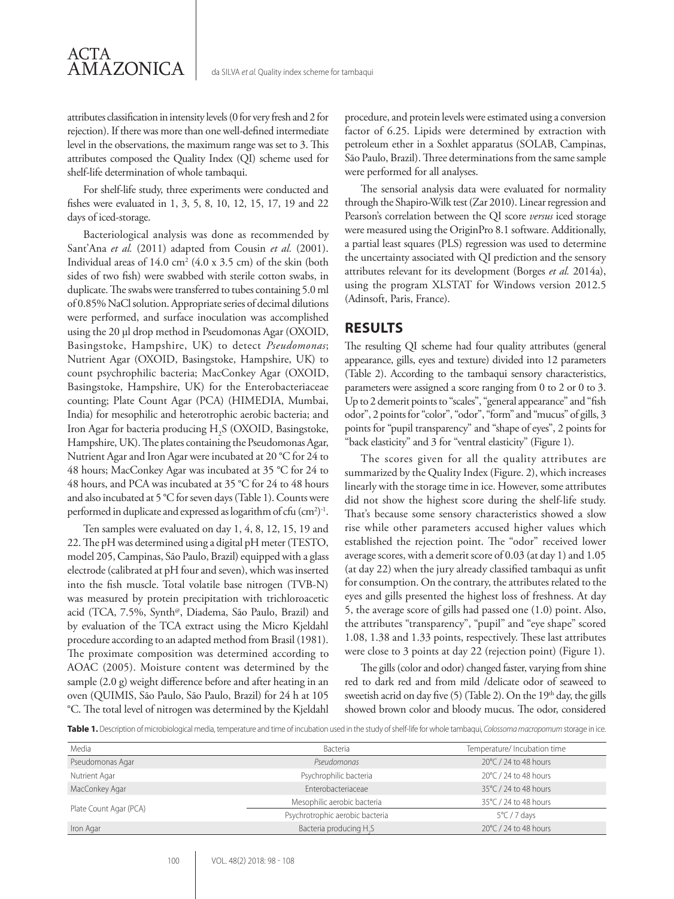attributes classification in intensity levels (0 for very fresh and 2 for rejection). If there was more than one well-defined intermediate level in the observations, the maximum range was set to 3. This attributes composed the Quality Index (QI) scheme used for shelf-life determination of whole tambaqui.

For shelf-life study, three experiments were conducted and fishes were evaluated in 1, 3, 5, 8, 10, 12, 15, 17, 19 and 22 days of iced-storage.

Bacteriological analysis was done as recommended by Sant'Ana *et al.* (2011) adapted from Cousin *et al.* (2001). Individual areas of 14.0 $cm^2$ (4.0 x 3.5 cm) of the skin (both sides of two fish) were swabbed with sterile cotton swabs, in duplicate. The swabs were transferred to tubes containing 5.0 ml of 0.85% NaCl solution. Appropriate series of decimal dilutions were performed, and surface inoculation was accomplished using the 20 µl drop method in Pseudomonas Agar (OXOID, Basingstoke, Hampshire, UK) to detect *Pseudomonas*; Nutrient Agar (OXOID, Basingstoke, Hampshire, UK) to count psychrophilic bacteria; MacConkey Agar (OXOID, Basingstoke, Hampshire, UK) for the Enterobacteriaceae counting; Plate Count Agar (PCA) (HIMEDIA, Mumbai, India) for mesophilic and heterotrophic aerobic bacteria; and Iron Agar for bacteria producing $H_2S$ (OXOID, Basingstoke, Hampshire, UK). The plates containing the Pseudomonas Agar, Nutrient Agar and Iron Agar were incubated at 20 °C for 24 to 48 hours; MacConkey Agar was incubated at 35 °C for 24 to 48 hours, and PCA was incubated at 35 °C for 24 to 48 hours and also incubated at 5 °C for seven days (Table 1). Counts were performed in duplicate and expressed as logarithm of cfu $(cm^2)^{-1}$.

Ten samples were evaluated on day 1, 4, 8, 12, 15, 19 and 22. The pH was determined using a digital pH meter (TESTO, model 205, Campinas, São Paulo, Brazil) equipped with a glass electrode (calibrated at pH four and seven), which was inserted into the fish muscle. Total volatile base nitrogen (TVB-N) was measured by protein precipitation with trichloroacetic acid (TCA, 7.5%, Synth®, Diadema, São Paulo, Brazil) and by evaluation of the TCA extract using the Micro Kjeldahl procedure according to an adapted method from Brasil (1981). The proximate composition was determined according to AOAC (2005). Moisture content was determined by the sample (2.0 g) weight difference before and after heating in an oven (QUIMIS, São Paulo, São Paulo, Brazil) for 24 h at 105 °C. The total level of nitrogen was determined by the Kjeldahl procedure, and protein levels were estimated using a conversion factor of 6.25. Lipids were determined by extraction with petroleum ether in a Soxhlet apparatus (SOLAB, Campinas, São Paulo, Brazil). Three determinations from the same sample were performed for all analyses.

The sensorial analysis data were evaluated for normality through the Shapiro-Wilk test (Zar 2010). Linear regression and Pearson's correlation between the QI score *versus* iced storage were measured using the OriginPro 8.1 software. Additionally, a partial least squares (PLS) regression was used to determine the uncertainty associated with QI prediction and the sensory attributes relevant for its development (Borges *et al.* 2014a), using the program XLSTAT for Windows version 2012.5 (Adinsoft, Paris, France).

## RESULTS

The resulting QI scheme had four quality attributes (general appearance, gills, eyes and texture) divided into 12 parameters (Table 2). According to the tambaqui sensory characteristics, parameters were assigned a score ranging from 0 to 2 or 0 to 3. Up to 2 demerit points to "scales", "general appearance" and "fish odor", 2 points for "color", "odor", "form" and "mucus" of gills, 3 points for "pupil transparency" and "shape of eyes", 2 points for "back elasticity" and 3 for "ventral elasticity" (Figure 1).

The scores given for all the quality attributes are summarized by the Quality Index (Figure. 2), which increases linearly with the storage time in ice. However, some attributes did not show the highest score during the shelf-life study. That's because some sensory characteristics showed a slow rise while other parameters accused higher values which established the rejection point. The "odor" received lower average scores, with a demerit score of 0.03 (at day 1) and 1.05 (at day 22) when the jury already classified tambaqui as unfit for consumption. On the contrary, the attributes related to the eyes and gills presented the highest loss of freshness. At day 5, the average score of gills had passed one (1.0) point. Also, the attributes "transparency", "pupil" and "eye shape" scored 1.08, 1.38 and 1.33 points, respectively. These last attributes were close to 3 points at day 22 (rejection point) (Figure 1).

The gills (color and odor) changed faster, varying from shine red to dark red and from mild /delicate odor of seaweed to sweetish acrid on day five (5) (Table 2). On the 19th day, the gills showed brown color and bloody mucus. The odor, considered

**Table 1.** Description of microbiological media, temperature and time of incubation used in the study of shelf-life for whole tambaqui, *Colossoma macropomum* storage in ice.

| Media | Bacteria | Temperature/ Incubation time |
|---|---|---|
| Pseudomonas Agar | *Pseudomonas* | 20°C / 24 to 48 hours |
| Nutrient Agar | Psychrophilic bacteria | 20°C / 24 to 48 hours |
| MacConkey Agar | Enterobacteriaceae | 35°C / 24 to 48 hours |
| Plate Count Agar (PCA) | Mesophilic aerobic bacteria | 35°C / 24 to 48 hours |
| | Psychrotrophic aerobic bacteria | 5°C / 7 days |
| Iron Agar | Bacteria producing $H_2S$ | 20°C / 24 to 48 hours |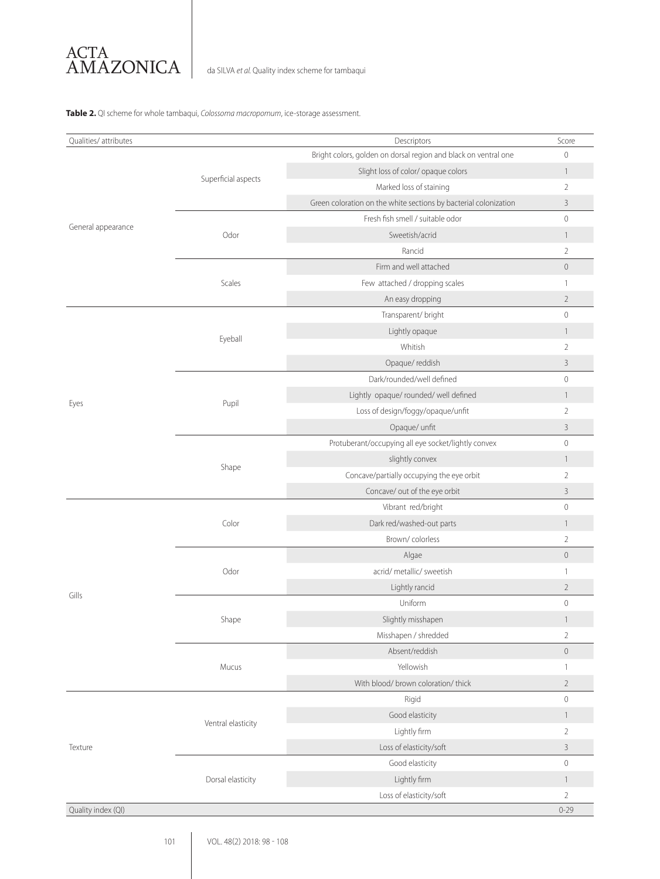**Table 2.** QI scheme for whole tambaqui, *Colossoma macropomum*, ice-storage assessment.

| Qualities/ attributes | | Descriptors | Score |
|---|---|---|---|
| General appearance | Superficial aspects | Bright colors, golden on dorsal region and black on ventral one | 0 |
| | | Slight loss of color/ opaque colors | 1 |
| | | Marked loss of staining | 2 |
| | | Green coloration on the white sections by bacterial colonization | 3 |
| | Odor | Fresh fish smell / suitable odor | 0 |
| | | Sweetish/acrid | 1 |
| | | Rancid | 2 |
| | Scales | Firm and well attached | 0 |
| | | Few attached / dropping scales | 1 |
| | | An easy dropping | 2 |
| Eyes | Eyeball | Transparent/ bright | 0 |
| | | Lightly opaque | 1 |
| | | Whitish | 2 |
| | | Opaque/ reddish | 3 |
| | Pupil | Dark/rounded/well defined | 0 |
| | | Lightly opaque/ rounded/ well defined | 1 |
| | | Loss of design/foggy/opaque/unfit | 2 |
| | | Opaque/ unfit | 3 |
| | Shape | Protuberant/occupying all eye socket/lightly convex | 0 |
| | | slightly convex | 1 |
| | | Concave/partially occupying the eye orbit | 2 |
| | | Concave/ out of the eye orbit | 3 |
| Gills | Color | Vibrant red/bright | 0 |
| | | Dark red/washed-out parts | 1 |
| | | Brown/ colorless | 2 |
| | Odor | Algae | 0 |
| | | acrid/ metallic/ sweetish | 1 |
| | | Lightly rancid | 2 |
| | Shape | Uniform | 0 |
| | | Slightly misshapen | 1 |
| | | Misshapen / shredded | 2 |
| | Mucus | Absent/reddish | 0 |
| | | Yellowish | 1 |
| | | With blood/ brown coloration/ thick | 2 |
| Texture | Ventral elasticity | Rigid | 0 |
| | | Good elasticity | 1 |
| | | Lightly firm | 2 |
| | | Loss of elasticity/soft | 3 |
| | Dorsal elasticity | Good elasticity | 0 |
| | | Lightly firm | 1 |
| | | Loss of elasticity/soft | 2 |
| Quality index (QI) | | | 0-29 |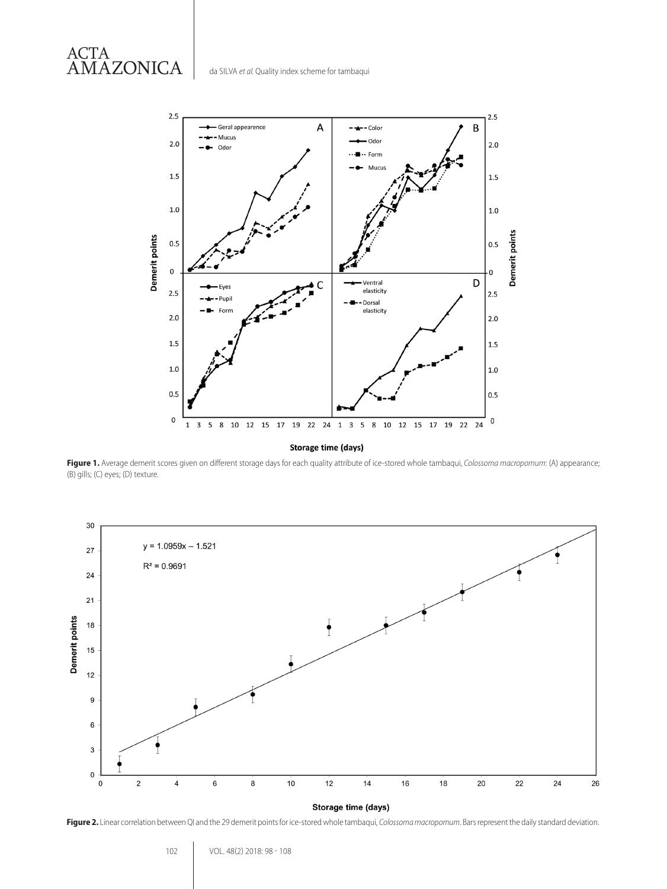**Figure 1.** Average demerit scores given on different storage days for each quality attribute of ice-stored whole tambaqui, *Colossoma macropomum*: (A) appearance; (B) gills; (C) eyes; (D) texture.

**Figure 2.** Linear correlation between QI and the 29 demerit points for ice-stored whole tambaqui, *Colossoma macropomum*. Bars represent the daily standard deviation.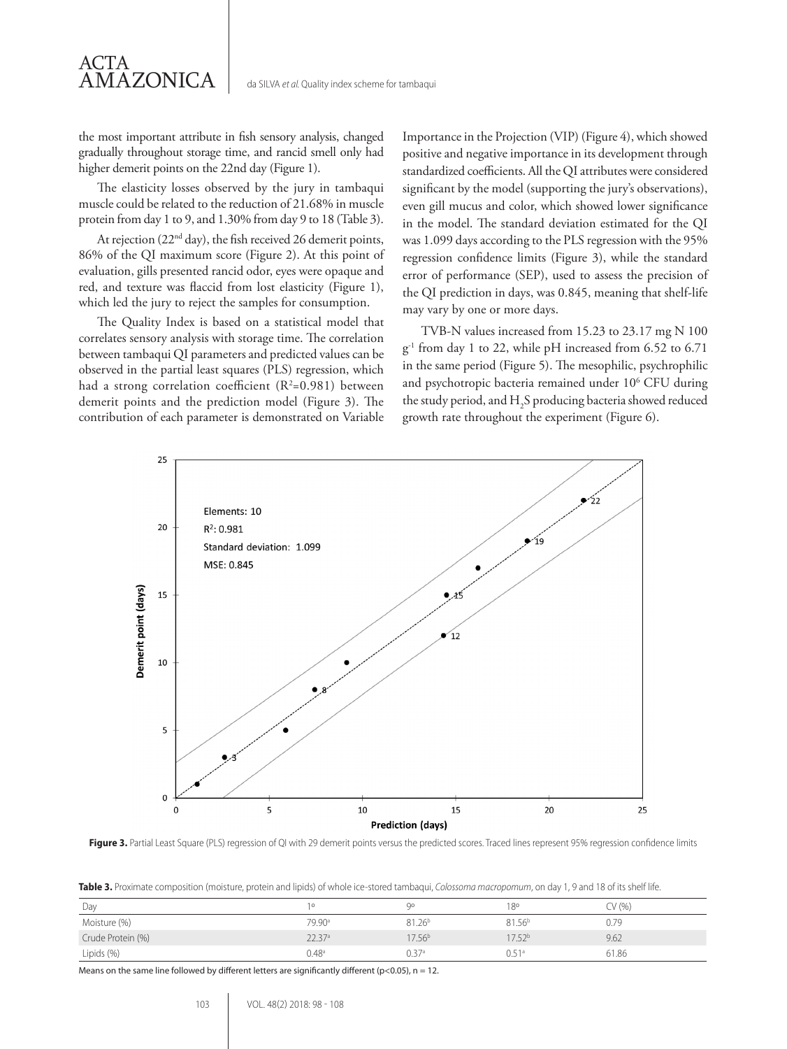the most important attribute in fish sensory analysis, changed gradually throughout storage time, and rancid smell only had higher demerit points on the 22nd day (Figure 1).

The elasticity losses observed by the jury in tambaqui muscle could be related to the reduction of 21.68% in muscle protein from day 1 to 9, and 1.30% from day 9 to 18 (Table 3).

At rejection (22nd day), the fish received 26 demerit points, 86% of the QI maximum score (Figure 2). At this point of evaluation, gills presented rancid odor, eyes were opaque and red, and texture was flaccid from lost elasticity (Figure 1), which led the jury to reject the samples for consumption.

The Quality Index is based on a statistical model that correlates sensory analysis with storage time. The correlation between tambaqui QI parameters and predicted values can be observed in the partial least squares (PLS) regression, which had a strong correlation coefficient ($R^2$=0.981) between demerit points and the prediction model (Figure 3). The contribution of each parameter is demonstrated on Variable Importance in the Projection (VIP) (Figure 4), which showed positive and negative importance in its development through standardized coefficients. All the QI attributes were considered significant by the model (supporting the jury's observations), even gill mucus and color, which showed lower significance in the model. The standard deviation estimated for the QI was 1.099 days according to the PLS regression with the 95% regression confidence limits (Figure 3), while the standard error of performance (SEP), used to assess the precision of the QI prediction in days, was 0.845, meaning that shelf-life may vary by one or more days.

TVB-N values increased from 15.23 to 23.17 mg N 100 $g^{-1}$ from day 1 to 22, while pH increased from 6.52 to 6.71 in the same period (Figure 5). The mesophilic, psychrophilic and psychotropic bacteria remained under $10^6$ CFU during the study period, and $H_2S$ producing bacteria showed reduced growth rate throughout the experiment (Figure 6).

**Figure 3.** Partial Least Square (PLS) regression of QI with 29 demerit points versus the predicted scores. Traced lines represent 95% regression confidence limits

**Table 3.** Proximate composition (moisture, protein and lipids) of whole ice-stored tambaqui, *Colossoma macropomum*, on day 1, 9 and 18 of its shelf life.

| Day | 1º | 9º | 18º | CV (%) |
|---|---|---|---|---|
| Moisture (%) | 79.90[a] | 81.26[b] | 81.56[b] | 0.79 |
| Crude Protein (%) | 22.37[a] | 17.56[b] | 17.52[b] | 9.62 |
| Lipids (%) | 0.48[a] | 0.37[a] | 0.51[a] | 61.86 |

Means on the same line followed by different letters are significantly different ($p<0.05$), n = 12.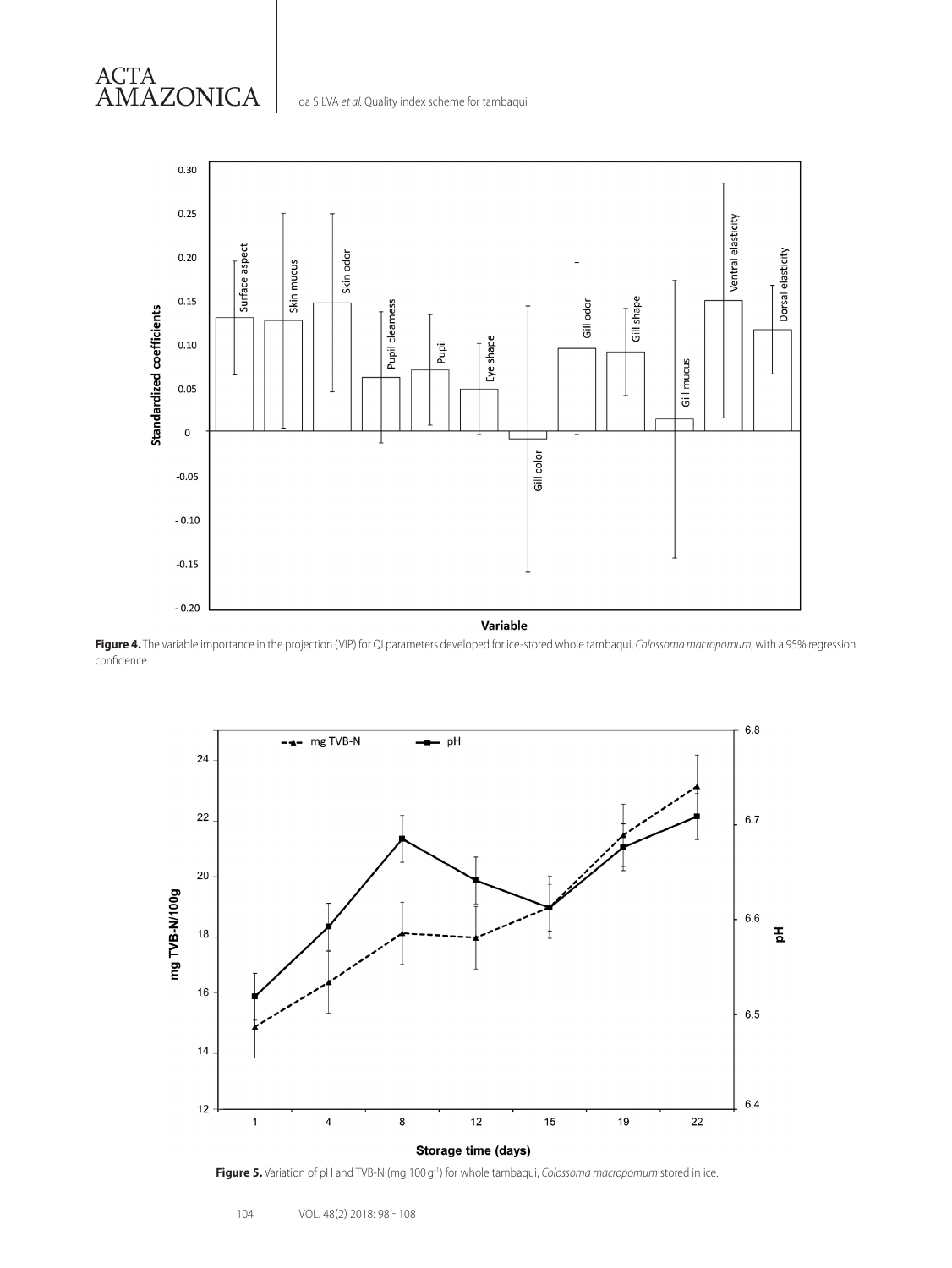**Figure 4.** The variable importance in the projection (VIP) for QI parameters developed for ice-stored whole tambaqui, *Colossoma macropomum*, with a 95% regression confidence.

**Figure 5.** Variation of pH and TVB-N (mg 100 g$^{-1}$) for whole tambaqui, *Colossoma macropomum* stored in ice.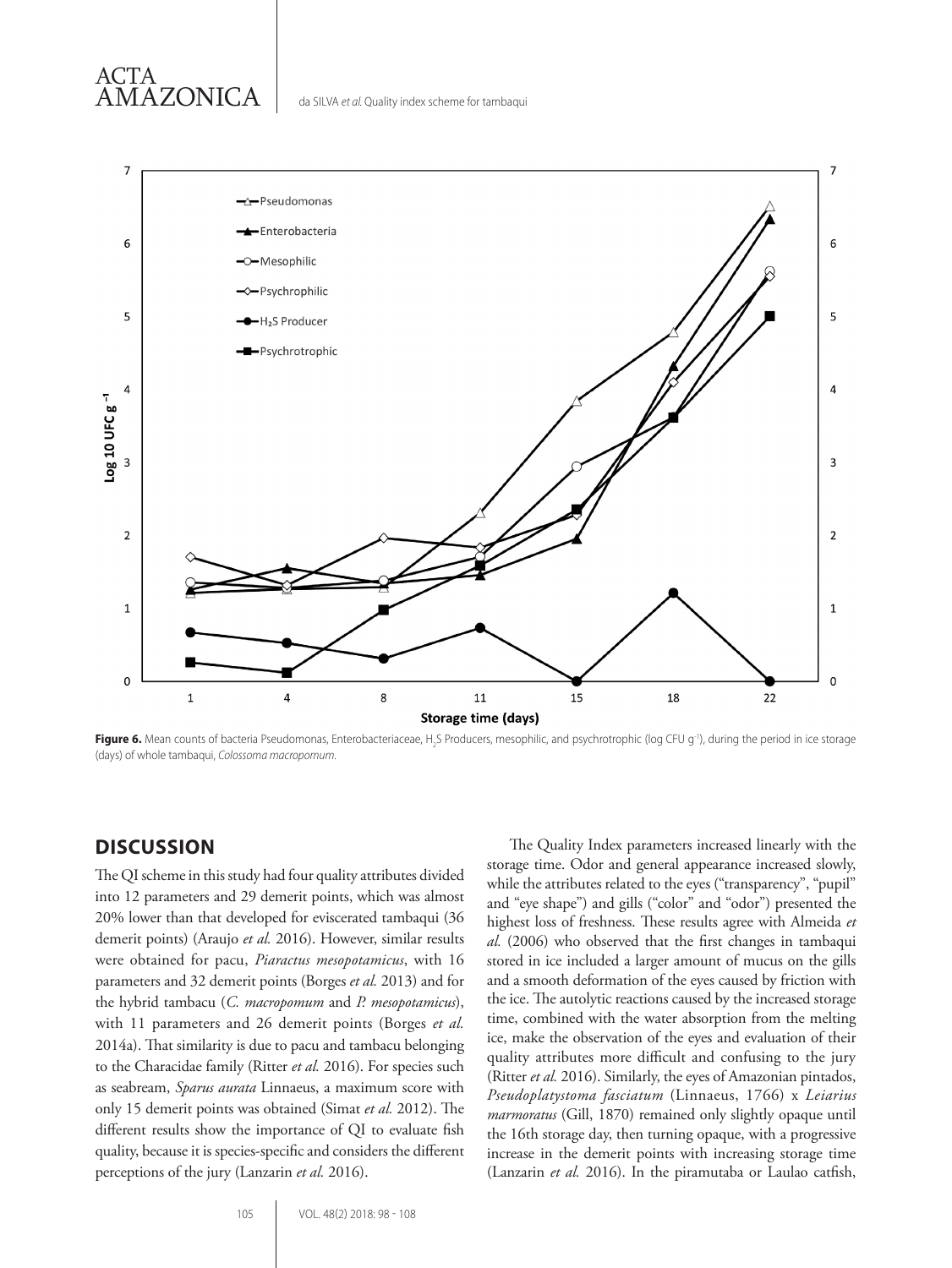**Figure 6.** Mean counts of bacteria Pseudomonas, Enterobacteriaceae, $H_2S$ Producers, mesophilic, and psychrotrophic (log CFU $g^{-1}$), during the period in ice storage (days) of whole tambaqui, *Colossoma macropomum*.

## DISCUSSION

The QI scheme in this study had four quality attributes divided into 12 parameters and 29 demerit points, which was almost 20% lower than that developed for eviscerated tambaqui (36 demerit points) (Araujo *et al.* 2016). However, similar results were obtained for pacu, *Piaractus mesopotamicus*, with 16 parameters and 32 demerit points (Borges *et al.* 2013) and for the hybrid tambacu (*C. macropomum* and *P. mesopotamicus*), with 11 parameters and 26 demerit points (Borges *et al.* 2014a). That similarity is due to pacu and tambacu belonging to the Characidae family (Ritter *et al.* 2016). For species such as seabream, *Sparus aurata* Linnaeus, a maximum score with only 15 demerit points was obtained (Simat *et al.* 2012). The different results show the importance of QI to evaluate fish quality, because it is species-specific and considers the different perceptions of the jury (Lanzarin *et al.* 2016).

The Quality Index parameters increased linearly with the storage time. Odor and general appearance increased slowly, while the attributes related to the eyes ("transparency", "pupil" and "eye shape") and gills ("color" and "odor") presented the highest loss of freshness. These results agree with Almeida *et al.* (2006) who observed that the first changes in tambaqui stored in ice included a larger amount of mucus on the gills and a smooth deformation of the eyes caused by friction with the ice. The autolytic reactions caused by the increased storage time, combined with the water absorption from the melting ice, make the observation of the eyes and evaluation of their quality attributes more difficult and confusing to the jury (Ritter *et al.* 2016). Similarly, the eyes of Amazonian pintados, *Pseudoplatystoma fasciatum* (Linnaeus, 1766) x *Leiarius marmoratus* (Gill, 1870) remained only slightly opaque until the 16th storage day, then turning opaque, with a progressive increase in the demerit points with increasing storage time (Lanzarin *et al.* 2016). In the piramutaba or Laulao catfish,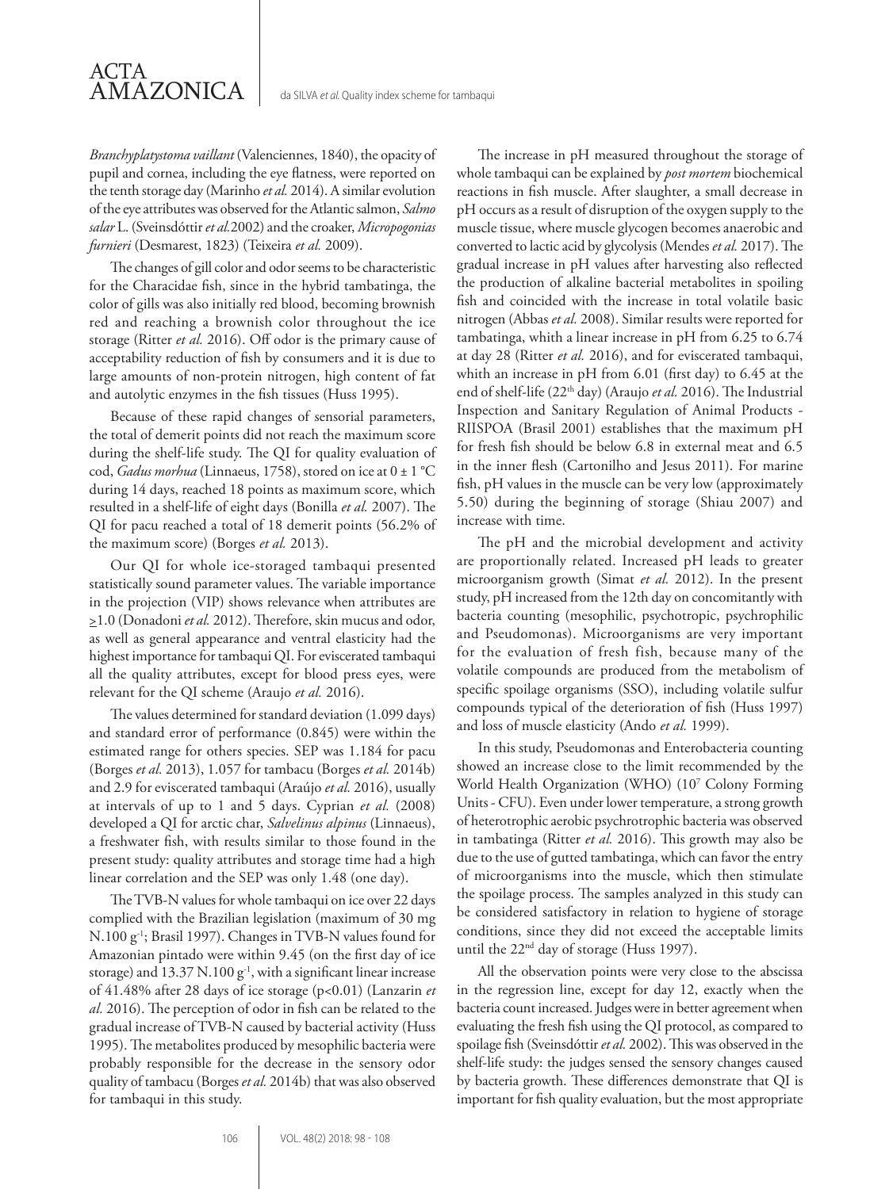*Branchyplatystoma vaillant* (Valenciennes, 1840), the opacity of pupil and cornea, including the eye flatness, were reported on the tenth storage day (Marinho *et al.* 2014). A similar evolution of the eye attributes was observed for the Atlantic salmon, *Salmo salar* L. (Sveinsdóttir *et al.* 2002) and the croaker, *Micropogonias furnieri* (Desmarest, 1823) (Teixeira *et al.* 2009).

The changes of gill color and odor seems to be characteristic for the Characidae fish, since in the hybrid tambatinga, the color of gills was also initially red blood, becoming brownish red and reaching a brownish color throughout the ice storage (Ritter *et al.* 2016). Off odor is the primary cause of acceptability reduction of fish by consumers and it is due to large amounts of non-protein nitrogen, high content of fat and autolytic enzymes in the fish tissues (Huss 1995).

Because of these rapid changes of sensorial parameters, the total of demerit points did not reach the maximum score during the shelf-life study. The QI for quality evaluation of cod, *Gadus morhua* (Linnaeus, 1758), stored on ice at 0 ± 1 °C during 14 days, reached 18 points as maximum score, which resulted in a shelf-life of eight days (Bonilla *et al.* 2007). The QI for pacu reached a total of 18 demerit points (56.2% of the maximum score) (Borges *et al.* 2013).

Our QI for whole ice-storaged tambaqui presented statistically sound parameter values. The variable importance in the projection (VIP) shows relevance when attributes are ≥1.0 (Donadoni *et al.* 2012). Therefore, skin mucus and odor, as well as general appearance and ventral elasticity had the highest importance for tambaqui QI. For eviscerated tambaqui all the quality attributes, except for blood press eyes, were relevant for the QI scheme (Araujo *et al.* 2016).

The values determined for standard deviation (1.099 days) and standard error of performance (0.845) were within the estimated range for others species. SEP was 1.184 for pacu (Borges *et al.* 2013), 1.057 for tambacu (Borges *et al.* 2014b) and 2.9 for eviscerated tambaqui (Araújo *et al.* 2016), usually at intervals of up to 1 and 5 days. Cyprian *et al.* (2008) developed a QI for arctic char, *Salvelinus alpinus* (Linnaeus), a freshwater fish, with results similar to those found in the present study: quality attributes and storage time had a high linear correlation and the SEP was only 1.48 (one day).

The TVB-N values for whole tambaqui on ice over 22 days complied with the Brazilian legislation (maximum of 30 mg N.100 $g^{-1}$; Brasil 1997). Changes in TVB-N values found for Amazonian pintado were within 9.45 (on the first day of ice storage) and 13.37 N.100 $g^{-1}$, with a significant linear increase of 41.48% after 28 days of ice storage ($p<0.01$) (Lanzarin *et al.* 2016). The perception of odor in fish can be related to the gradual increase of TVB-N caused by bacterial activity (Huss 1995). The metabolites produced by mesophilic bacteria were probably responsible for the decrease in the sensory odor quality of tambacu (Borges *et al.* 2014b) that was also observed for tambaqui in this study.

The increase in pH measured throughout the storage of whole tambaqui can be explained by *post mortem* biochemical reactions in fish muscle. After slaughter, a small decrease in pH occurs as a result of disruption of the oxygen supply to the muscle tissue, where muscle glycogen becomes anaerobic and converted to lactic acid by glycolysis (Mendes *et al.* 2017). The gradual increase in pH values after harvesting also reflected the production of alkaline bacterial metabolites in spoiling fish and coincided with the increase in total volatile basic nitrogen (Abbas *et al.* 2008). Similar results were reported for tambatinga, whith a linear increase in pH from 6.25 to 6.74 at day 28 (Ritter *et al.* 2016), and for eviscerated tambaqui, whith an increase in pH from 6.01 (first day) to 6.45 at the end of shelf-life (22[th] day) (Araujo *et al.* 2016). The Industrial Inspection and Sanitary Regulation of Animal Products - RIISPOA (Brasil 2001) establishes that the maximum pH for fresh fish should be below 6.8 in external meat and 6.5 in the inner flesh (Cartonilho and Jesus 2011). For marine fish, pH values in the muscle can be very low (approximately 5.50) during the beginning of storage (Shiau 2007) and increase with time.

The pH and the microbial development and activity are proportionally related. Increased pH leads to greater microorganism growth (Simat *et al.* 2012). In the present study, pH increased from the 12th day on concomitantly with bacteria counting (mesophilic, psychotropic, psychrophilic and Pseudomonas). Microorganisms are very important for the evaluation of fresh fish, because many of the volatile compounds are produced from the metabolism of specific spoilage organisms (SSO), including volatile sulfur compounds typical of the deterioration of fish (Huss 1997) and loss of muscle elasticity (Ando *et al.* 1999).

In this study, Pseudomonas and Enterobacteria counting showed an increase close to the limit recommended by the World Health Organization (WHO) ($10^7$ Colony Forming Units - CFU). Even under lower temperature, a strong growth of heterotrophic aerobic psychrotrophic bacteria was observed in tambatinga (Ritter *et al.* 2016). This growth may also be due to the use of gutted tambatinga, which can favor the entry of microorganisms into the muscle, which then stimulate the spoilage process. The samples analyzed in this study can be considered satisfactory in relation to hygiene of storage conditions, since they did not exceed the acceptable limits until the 22[nd] day of storage (Huss 1997).

All the observation points were very close to the abscissa in the regression line, except for day 12, exactly when the bacteria count increased. Judges were in better agreement when evaluating the fresh fish using the QI protocol, as compared to spoilage fish (Sveinsdóttir *et al.* 2002). This was observed in the shelf-life study: the judges sensed the sensory changes caused by bacteria growth. These differences demonstrate that QI is important for fish quality evaluation, but the most appropriate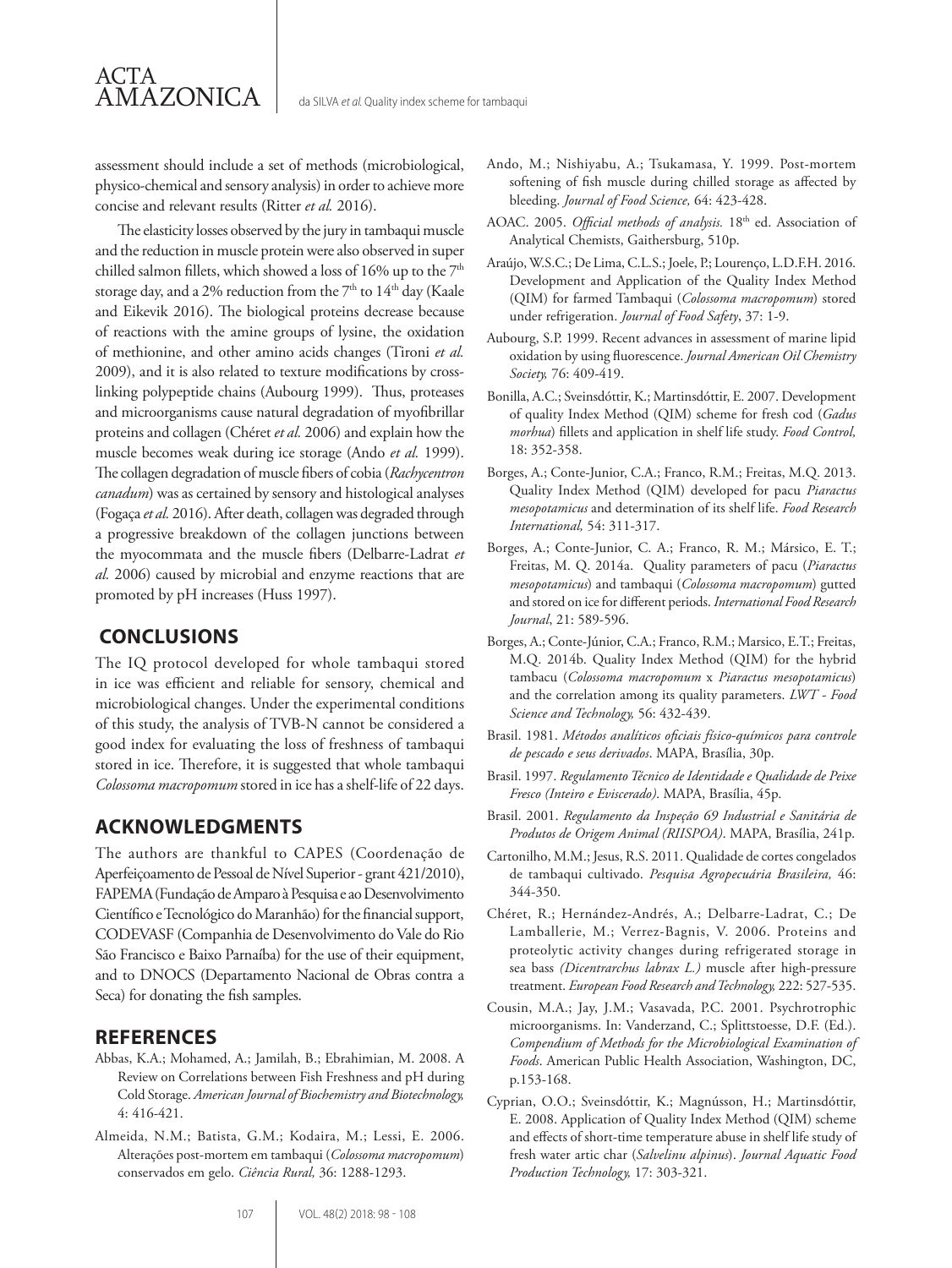assessment should include a set of methods (microbiological, physico-chemical and sensory analysis) in order to achieve more concise and relevant results (Ritter *et al.* 2016).

The elasticity losses observed by the jury in tambaqui muscle and the reduction in muscle protein were also observed in super chilled salmon fillets, which showed a loss of 16% up to the $7^{th}$ storage day, and a 2% reduction from the $7^{th}$ to $14^{th}$ day (Kaale and Eikevik 2016). The biological proteins decrease because of reactions with the amine groups of lysine, the oxidation of methionine, and other amino acids changes (Tironi *et al.* 2009), and it is also related to texture modifications by cross-linking polypeptide chains (Aubourg 1999). Thus, proteases and microorganisms cause natural degradation of myofibrillar proteins and collagen (Chéret *et al.* 2006) and explain how the muscle becomes weak during ice storage (Ando *et al.* 1999). The collagen degradation of muscle fibers of cobia (*Rachycentron canadum*) was as certained by sensory and histological analyses (Fogaça *et al.* 2016). After death, collagen was degraded through a progressive breakdown of the collagen junctions between the myocommata and the muscle fibers (Delbarre-Ladrat *et al.* 2006) caused by microbial and enzyme reactions that are promoted by pH increases (Huss 1997).

## CONCLUSIONS

The IQ protocol developed for whole tambaqui stored in ice was efficient and reliable for sensory, chemical and microbiological changes. Under the experimental conditions of this study, the analysis of TVB-N cannot be considered a good index for evaluating the loss of freshness of tambaqui stored in ice. Therefore, it is suggested that whole tambaqui *Colossoma macropomum* stored in ice has a shelf-life of 22 days.

## ACKNOWLEDGMENTS

The authors are thankful to CAPES (Coordenação de Aperfeiçoamento de Pessoal de Nível Superior - grant 421/2010), FAPEMA (Fundação de Amparo à Pesquisa e ao Desenvolvimento Científico e Tecnológico do Maranhão) for the financial support, CODEVASF (Companhia de Desenvolvimento do Vale do Rio São Francisco e Baixo Parnaíba) for the use of their equipment, and to DNOCS (Departamento Nacional de Obras contra a Seca) for donating the fish samples.

## REFERENCES

Abbas, K.A.; Mohamed, A.; Jamilah, B.; Ebrahimian, M. 2008. A Review on Correlations between Fish Freshness and pH during Cold Storage. *American Journal of Biochemistry and Biotechnology,* 4: 416-421.

Almeida, N.M.; Batista, G.M.; Kodaira, M.; Lessi, E. 2006. Alterações post-mortem em tambaqui (*Colossoma macropomum*) conservados em gelo. *Ciência Rural,* 36: 1288-1293.

Ando, M.; Nishiyabu, A.; Tsukamasa, Y. 1999. Post-mortem softening of fish muscle during chilled storage as affected by bleeding. *Journal of Food Science,* 64: 423-428.

AOAC. 2005. *Official methods of analysis.* $18^{th}$ ed. Association of Analytical Chemists, Gaithersburg, 510p.

Araújo, W.S.C.; De Lima, C.L.S.; Joele, P.; Lourenço, L.D.F.H. 2016. Development and Application of the Quality Index Method (QIM) for farmed Tambaqui (*Colossoma macropomum*) stored under refrigeration. *Journal of Food Safety*, 37: 1-9.

Aubourg, S.P. 1999. Recent advances in assessment of marine lipid oxidation by using fluorescence. *Journal American Oil Chemistry Society,* 76: 409-419.

Bonilla, A.C.; Sveinsdóttir, K.; Martinsdóttir, E. 2007. Development of quality Index Method (QIM) scheme for fresh cod (*Gadus morhua*) fillets and application in shelf life study. *Food Control,* 18: 352-358.

Borges, A.; Conte-Junior, C.A.; Franco, R.M.; Freitas, M.Q. 2013. Quality Index Method (QIM) developed for pacu *Piaractus mesopotamicus* and determination of its shelf life. *Food Research International,* 54: 311-317.

Borges, A.; Conte-Junior, C. A.; Franco, R. M.; Mársico, E. T.; Freitas, M. Q. 2014a. Quality parameters of pacu (*Piaractus mesopotamicus*) and tambaqui (*Colossoma macropomum*) gutted and stored on ice for different periods. *International Food Research Journal*, 21: 589-596.

Borges, A.; Conte-Júnior, C.A.; Franco, R.M.; Marsico, E.T.; Freitas, M.Q. 2014b. Quality Index Method (QIM) for the hybrid tambacu (*Colossoma macropomum* x *Piaractus mesopotamicus*) and the correlation among its quality parameters. *LWT - Food Science and Technology,* 56: 432-439.

Brasil. 1981. *Métodos analíticos oficiais físico-químicos para controle de pescado e seus derivados*. MAPA, Brasília, 30p.

Brasil. 1997. *Regulamento Técnico de Identidade e Qualidade de Peixe Fresco (Inteiro e Eviscerado)*. MAPA, Brasília, 45p.

Brasil. 2001. *Regulamento da Inspeção 69 Industrial e Sanitária de Produtos de Origem Animal (RIISPOA)*. MAPA, Brasília, 241p.

Cartonilho, M.M.; Jesus, R.S. 2011. Qualidade de cortes congelados de tambaqui cultivado. *Pesquisa Agropecuária Brasileira,* 46: 344-350.

Chéret, R.; Hernández-Andrés, A.; Delbarre-Ladrat, C.; De Lamballerie, M.; Verrez-Bagnis, V. 2006. Proteins and proteolytic activity changes during refrigerated storage in sea bass *(Dicentrarchus labrax L.)* muscle after high-pressure treatment. *European Food Research and Technology,* 222: 527-535.

Cousin, M.A.; Jay, J.M.; Vasavada, P.C. 2001. Psychrotrophic microorganisms. In: Vanderzand, C.; Splittstoesse, D.F. (Ed.). *Compendium of Methods for the Microbiological Examination of Foods*. American Public Health Association, Washington, DC, p.153-168.

Cyprian, O.O.; Sveinsdóttir, K.; Magnússon, H.; Martinsdóttir, E. 2008. Application of Quality Index Method (QIM) scheme and effects of short-time temperature abuse in shelf life study of fresh water artic char (*Salvelinu alpinus*). *Journal Aquatic Food Production Technology,* 17: 303-321.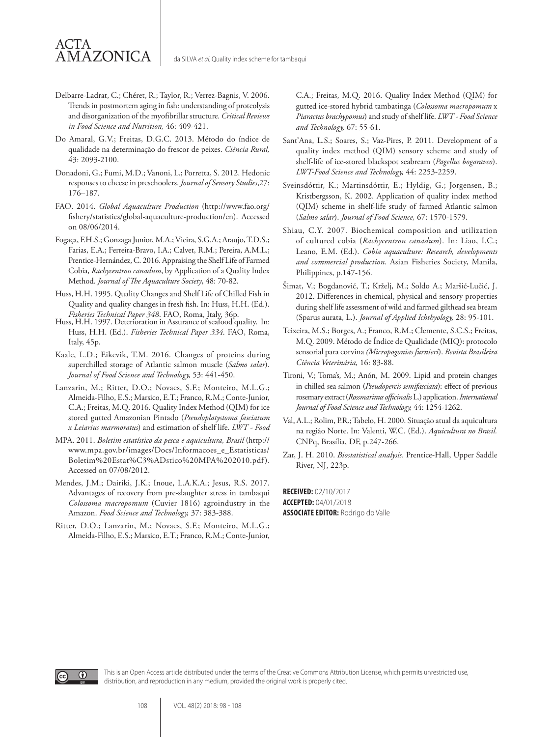Delbarre-Ladrat, C.; Chéret, R.; Taylor, R.; Verrez-Bagnis, V. 2006. Trends in postmortem aging in fish: understanding of proteolysis and disorganization of the myofibrillar structure. *Critical Reviews in Food Science and Nutrition,* 46: 409-421.

Do Amaral, G.V.; Freitas, D.G.C. 2013. Método do índice de qualidade na determinação do frescor de peixes. *Ciência Rural,* 43: 2093-2100.

Donadoni, G.; Fumi, M.D.; Vanoni, L.; Porretta, S. 2012. Hedonic responses to cheese in preschoolers. *Journal of Sensory Studies*,27: 176–187.

FAO. 2014. *Global Aquaculture Production* (http://www.fao.org/fishery/statistics/global-aquaculture-production/en). Accessed on 08/06/2014.

Fogaça, F.H.S.; Gonzaga Junior, M.A.; Vieira, S.G.A.; Araujo, T.D.S.; Farias, E.A.; Ferreira-Bravo, I.A.; Calvet, R.M.; Pereira, A.M.L.; Prentice-Hernández, C. 2016. Appraising the Shelf Life of Farmed Cobia, *Rachycentron canadum*, by Application of a Quality Index Method. *Journal of The Aquaculture Society*, 48: 70-82.

Huss, H.H. 1995. Quality Changes and Shelf Life of Chilled Fish in Quality and quality changes in fresh fish. In: Huss, H.H. (Ed.). *Fisheries Technical Paper 348*. FAO, Roma, Italy, 36p.

Huss, H.H. 1997. Deterioration in Assurance of seafood quality. In: Huss, H.H. (Ed.). *Fisheries Technical Paper 334.* FAO, Roma, Italy, 45p.

Kaale, L.D.; Eikevik, T.M. 2016. Changes of proteins during superchilled storage of Atlantic salmon muscle (*Salmo salar*). *Journal of Food Science and Technology,* 53: 441-450.

Lanzarin, M.; Ritter, D.O.; Novaes, S.F.; Monteiro, M.L.G.; Almeida-Filho, E.S.; Marsico, E.T.; Franco, R.M.; Conte-Junior, C.A.; Freitas, M.Q. 2016. Quality Index Method (QIM) for ice stored gutted Amazonian Pintado (*Pseudoplatystoma fasciatum x Leiarius marmoratus*) and estimation of shelf life. *LWT - Food*

MPA. 2011. *Boletim estatístico da pesca e aquicultura, Brasil* (http://www.mpa.gov.br/images/Docs/Informacoes_e_Estatisticas/Boletim%20Estat%C3%ADstico%20MPA%202010.pdf). Accessed on 07/08/2012.

Mendes, J.M.; Dairiki, J.K.; Inoue, L.A.K.A.; Jesus, R.S. 2017. Advantages of recovery from pre-slaughter stress in tambaqui *Colossoma macropomum* (Cuvier 1816) agroindustry in the Amazon. *Food Science and Technology,* 37: 383-388.

Ritter, D.O.; Lanzarin, M.; Novaes, S.F.; Monteiro, M.L.G.; Almeida-Filho, E.S.; Marsico, E.T.; Franco, R.M.; Conte-Junior, C.A.; Freitas, M.Q. 2016. Quality Index Method (QIM) for gutted ice-stored hybrid tambatinga (*Colossoma macropomum* x *Piaractus brachypomus*) and study of shelf life. *LWT - Food Science and Technology,* 67: 55-61.

Sant'Ana, L.S.; Soares, S.; Vaz-Pires, P. 2011. Development of a quality index method (QIM) sensory scheme and study of shelf-life of ice-stored blackspot seabream (*Pagellus bogaraveo*). *LWT-Food Science and Technology,* 44: 2253-2259.

Sveinsdóttir, K.; Martinsdóttir, E.; Hyldig, G.; Jorgensen, B.; Kristbergsson, K. 2002. Application of quality index method (QIM) scheme in shelf-life study of farmed Atlantic salmon (*Salmo salar*). *Journal of Food Science,* 67: 1570-1579.

Shiau, C.Y. 2007. Biochemical composition and utilization of cultured cobia (*Rachycentron canadum*). In: Liao, I.C.; Leano, E.M. (Ed.). *Cobia aquaculture: Research, developments and commercial production*. Asian Fisheries Society, Manila, Philippines, p.147-156.

Šimat, V.; Bogdanović, T.; Krželj, M.; Soldo A.; Maršić-Lučić, J. 2012. Differences in chemical, physical and sensory properties during shelf life assessment of wild and farmed gilthead sea bream (Sparus aurata, L.). *Journal of Applied Ichthyology,* 28: 95-101.

Teixeira, M.S.; Borges, A.; Franco, R.M.; Clemente, S.C.S.; Freitas, M.Q. 2009. Método de Índice de Qualidade (MIQ): protocolo sensorial para corvina *(Micropogonias furnieri*). *Revista Brasileira Ciência Veterinária,* 16: 83-88.

Tironi, V.; Toma's, M.; Anón, M. 2009. Lipid and protein changes in chilled sea salmon (*Pseudopercis semifasciata*): effect of previous rosemary extract (*Rossmarinus officinalis* L.) application. *International Journal of Food Science and Technology,* 44: 1254-1262.

Val, A.L.; Rolim, P.R.; Tabelo, H. 2000. Situação atual da aquicultura na região Norte. In: Valenti, W.C. (Ed.). *Aquicultura no Brasil.* CNPq, Brasília, DF, p.247-266.

Zar, J. H. 2010. *Biostatistical analysis*. Prentice-Hall, Upper Saddle River, NJ, 223p.

**RECEIVED:** 02/10/2017
**ACCEPTED:** 04/01/2018
**ASSOCIATE EDITOR:** Rodrigo do Valle

This is an Open Access article distributed under the terms of the Creative Commons Attribution License, which permits unrestricted use, distribution, and reproduction in any medium, provided the original work is properly cited.